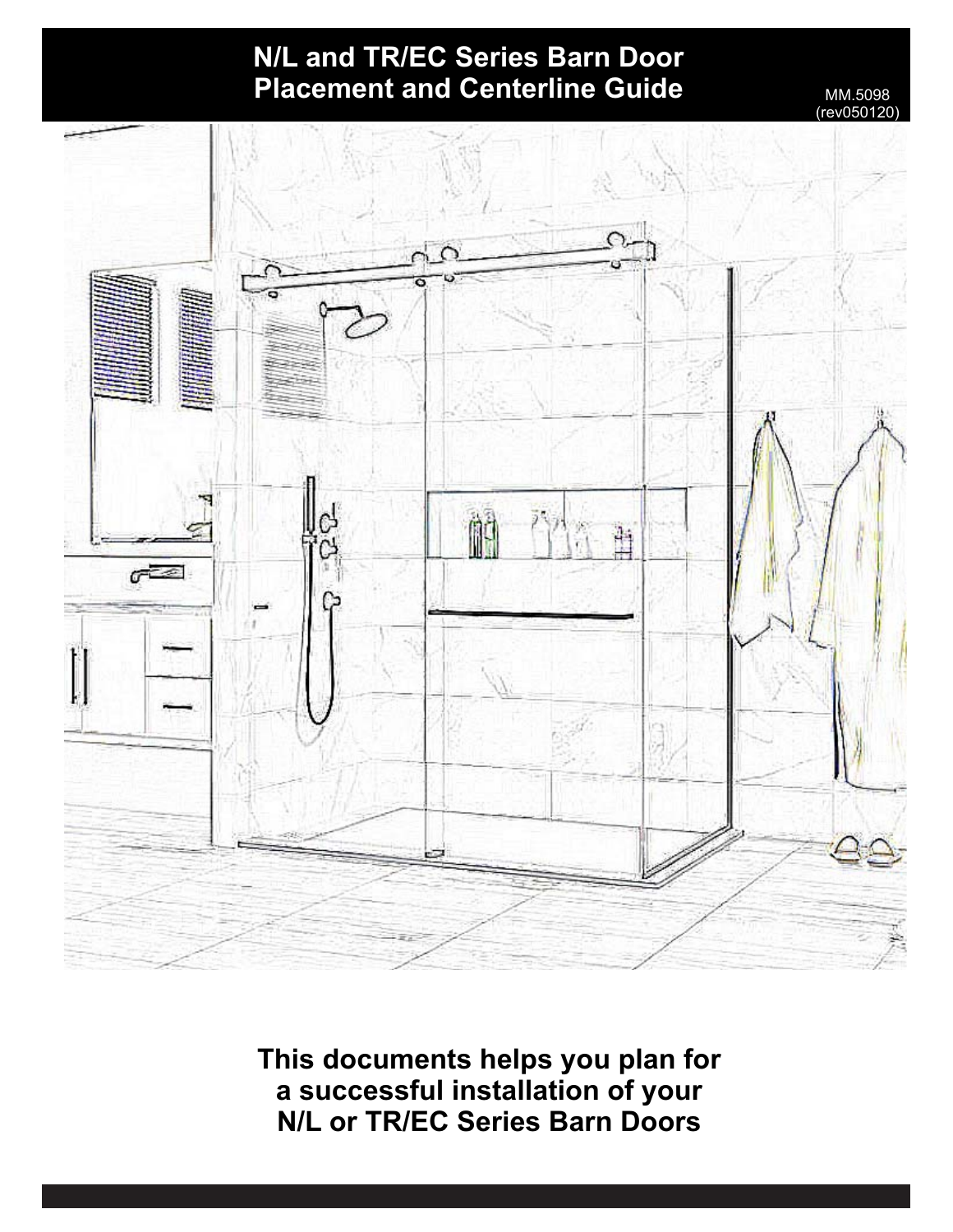# N/L and TR/EC Series Barn Door Placement and Centerline Guide

MM.5098
(rev050120)

**This documents helps you plan for a successful installation of your N/L or TR/EC Series Barn Doors**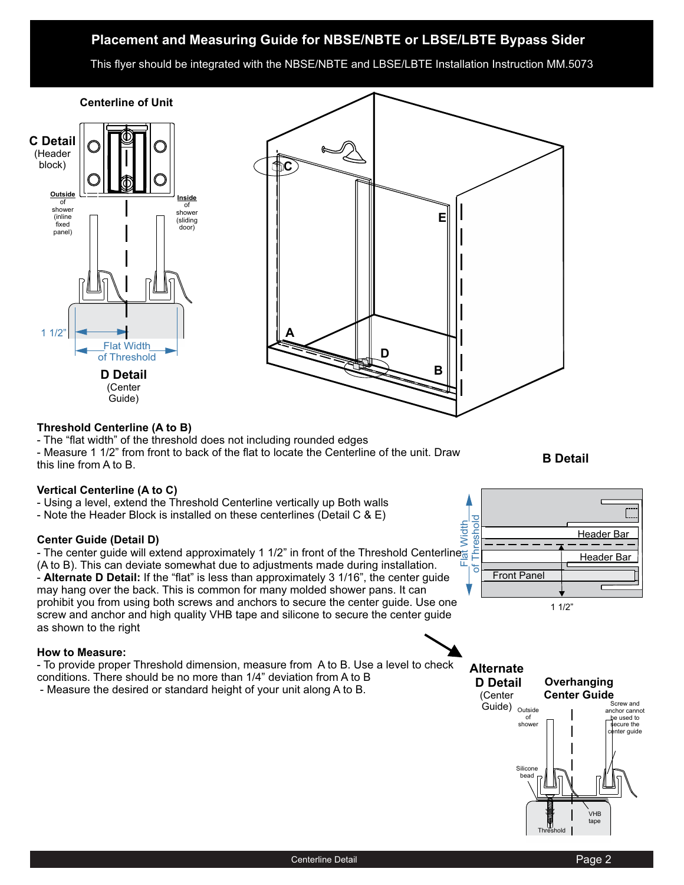# Placement and Measuring Guide for NBSE/NBTE or LBSE/LBTE Bypass Sider

This flyer should be integrated with the NBSE/NBTE and LBSE/LBTE Installation Instruction MM.5073

**Centerline of Unit**

**C Detail** (Header block)

Outside of shower (inline fixed panel)

Inside of shower (sliding door)

1 1/2"

Flat Width of Threshold

**D Detail** (Center Guide)

A B C D E

### Threshold Centerline (A to B)

- The "flat width" of the threshold does not including rounded edges
- Measure 1 1/2" from front to back of the flat to locate the Centerline of the unit. Draw this line from A to B.

### Vertical Centerline (A to C)

- Using a level, extend the Threshold Centerline vertically up Both walls
- Note the Header Block is installed on these centerlines (Detail C & E)

### Center Guide (Detail D)

- The center guide will extend approximately 1 1/2" in front of the Threshold Centerline (A to B). This can deviate somewhat due to adjustments made during installation.
- **Alternate D Detail:** If the "flat" is less than approximately 3 1/16", the center guide may hang over the back. This is common for many molded shower pans. It can prohibit you from using both screws and anchors to secure the center guide. Use one screw and anchor and high quality VHB tape and silicone to secure the center guide as shown to the right

### How to Measure:

- To provide proper Threshold dimension, measure from A to B. Use a level to check conditions. There should be no more than 1/4" deviation from A to B
- Measure the desired or standard height of your unit along A to B.

**B Detail**

Flat Width of Threshold

Header Bar

Header Bar

Front Panel

1 1/2"

**Alternate D Detail** (Center Guide)

**Overhanging Center Guide**

Outside of shower

Screw and anchor cannot be used to secure the center guide

Silicone bead

VHB tape

Threshold

Centerline Detail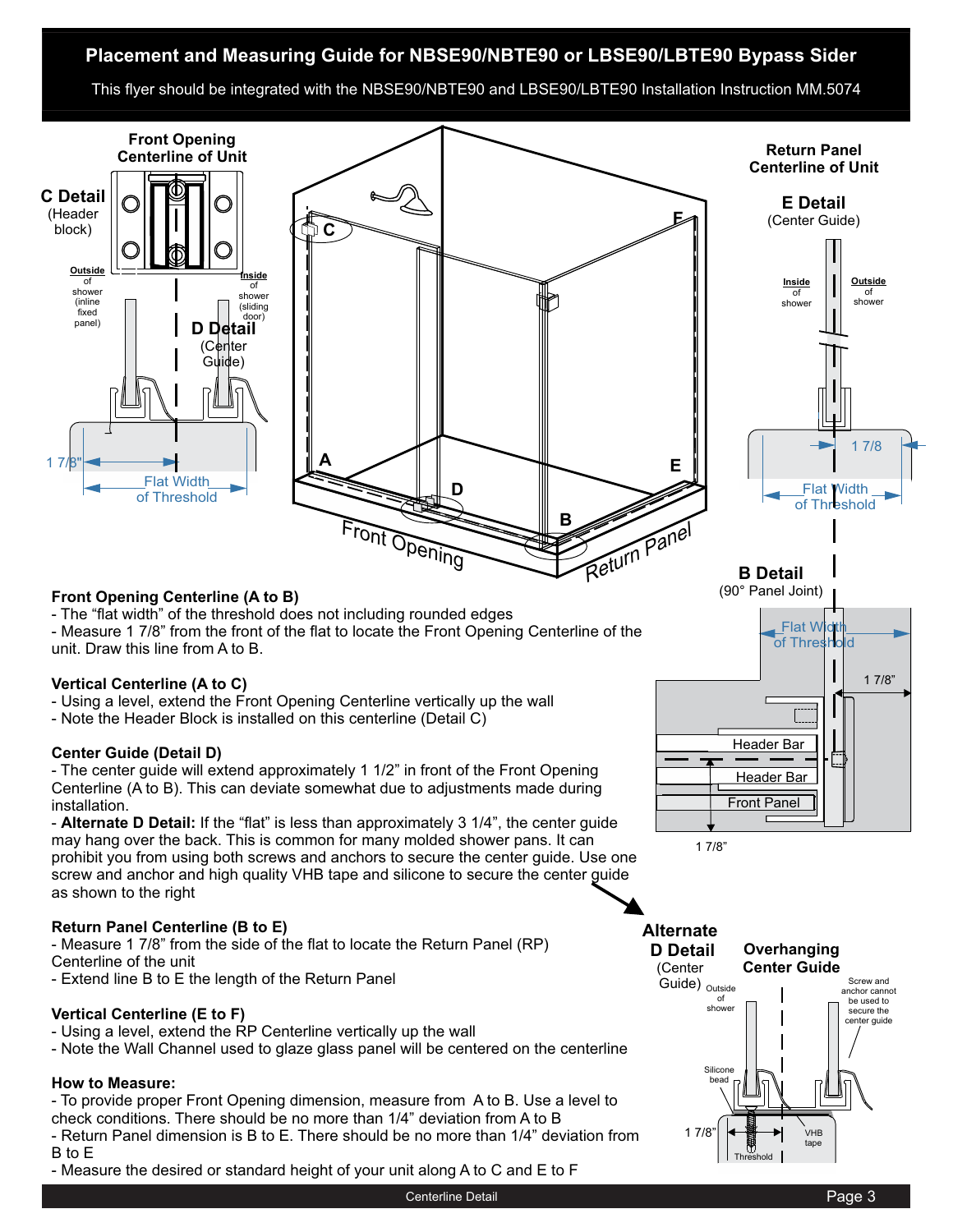# Placement and Measuring Guide for NBSE90/NBTE90 or LBSE90/LBTE90 Bypass Sider

This flyer should be integrated with the NBSE90/NBTE90 and LBSE90/LBTE90 Installation Instruction MM.5074

**Front Opening Centerline (A to B)**
- The "flat width" of the threshold does not including rounded edges
- Measure 1 7/8" from the front of the flat to locate the Front Opening Centerline of the unit. Draw this line from A to B.

**Vertical Centerline (A to C)**
- Using a level, extend the Front Opening Centerline vertically up the wall
- Note the Header Block is installed on this centerline (Detail C)

**Center Guide (Detail D)**
- The center guide will extend approximately 1 1/2" in front of the Front Opening Centerline (A to B). This can deviate somewhat due to adjustments made during installation.
- **Alternate D Detail:** If the "flat" is less than approximately 3 1/4", the center guide may hang over the back. This is common for many molded shower pans. It can prohibit you from using both screws and anchors to secure the center guide. Use one screw and anchor and high quality VHB tape and silicone to secure the center guide as shown to the right

**Return Panel Centerline (B to E)**
- Measure 1 7/8" from the side of the flat to locate the Return Panel (RP) Centerline of the unit
- Extend line B to E the length of the Return Panel

**Vertical Centerline (E to F)**
- Using a level, extend the RP Centerline vertically up the wall
- Note the Wall Channel used to glaze glass panel will be centered on the centerline

**How to Measure:**
- To provide proper Front Opening dimension, measure from A to B. Use a level to check conditions. There should be no more than 1/4" deviation from A to B
- Return Panel dimension is B to E. There should be no more than 1/4" deviation from B to E
- Measure the desired or standard height of your unit along A to C and E to F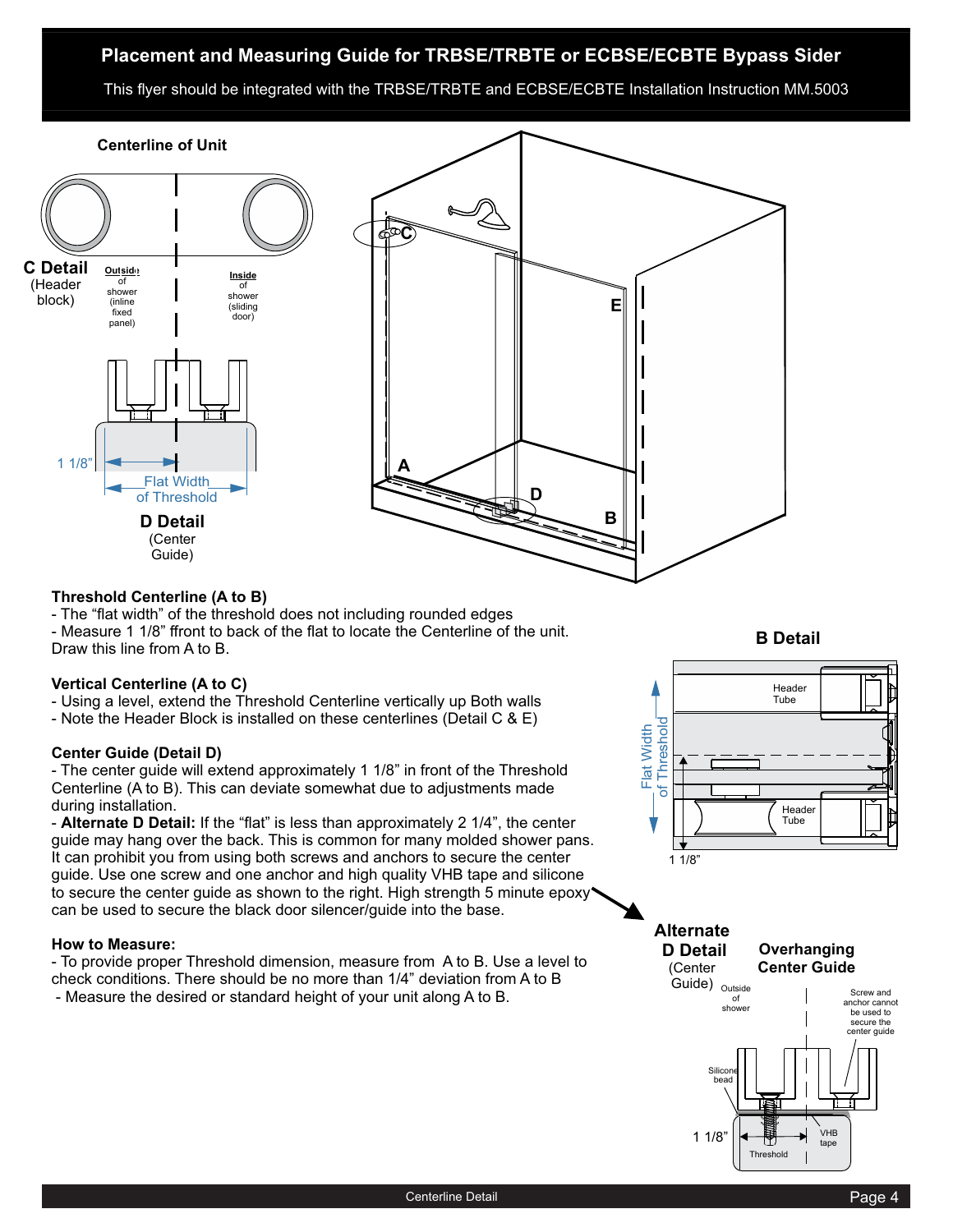# Placement and Measuring Guide for TRBSE/TRBTE or ECBSE/ECBTE Bypass Sider

This flyer should be integrated with the TRBSE/TRBTE and ECBSE/ECBTE Installation Instruction MM.5003

**Centerline of Unit**

**C Detail** (Header block)

**Outside** of shower (inline fixed panel)

**Inside** of shower (sliding door)

1 1/8"

Flat Width of Threshold

**D Detail** (Center Guide)

A, B, C, D, E

**Threshold Centerline (A to B)**
- The "flat width" of the threshold does not including rounded edges
- Measure 1 1/8" ffront to back of the flat to locate the Centerline of the unit. Draw this line from A to B.

**Vertical Centerline (A to C)**
- Using a level, extend the Threshold Centerline vertically up Both walls
- Note the Header Block is installed on these centerlines (Detail C & E)

**Center Guide (Detail D)**
- The center guide will extend approximately 1 1/8" in front of the Threshold Centerline (A to B). This can deviate somewhat due to adjustments made during installation.
- **Alternate D Detail:** If the "flat" is less than approximately 2 1/4", the center guide may hang over the back. This is common for many molded shower pans. It can prohibit you from using both screws and anchors to secure the center guide. Use one screw and one anchor and high quality VHB tape and silicone to secure the center guide as shown to the right. High strength 5 minute epoxy can be used to secure the black door silencer/guide into the base.

**How to Measure:**
- To provide proper Threshold dimension, measure from A to B. Use a level to check conditions. There should be no more than 1/4" deviation from A to B
- Measure the desired or standard height of your unit along A to B.

**B Detail**

Header Tube

Flat Width of Threshold

Header Tube

1 1/8"

**Alternate D Detail** (Center Guide)

**Overhanging Center Guide**

Outside of shower

Screw and anchor cannot be used to secure the center guide

Silicone bead

1 1/8"

VHB tape

Threshold

Centerline Detail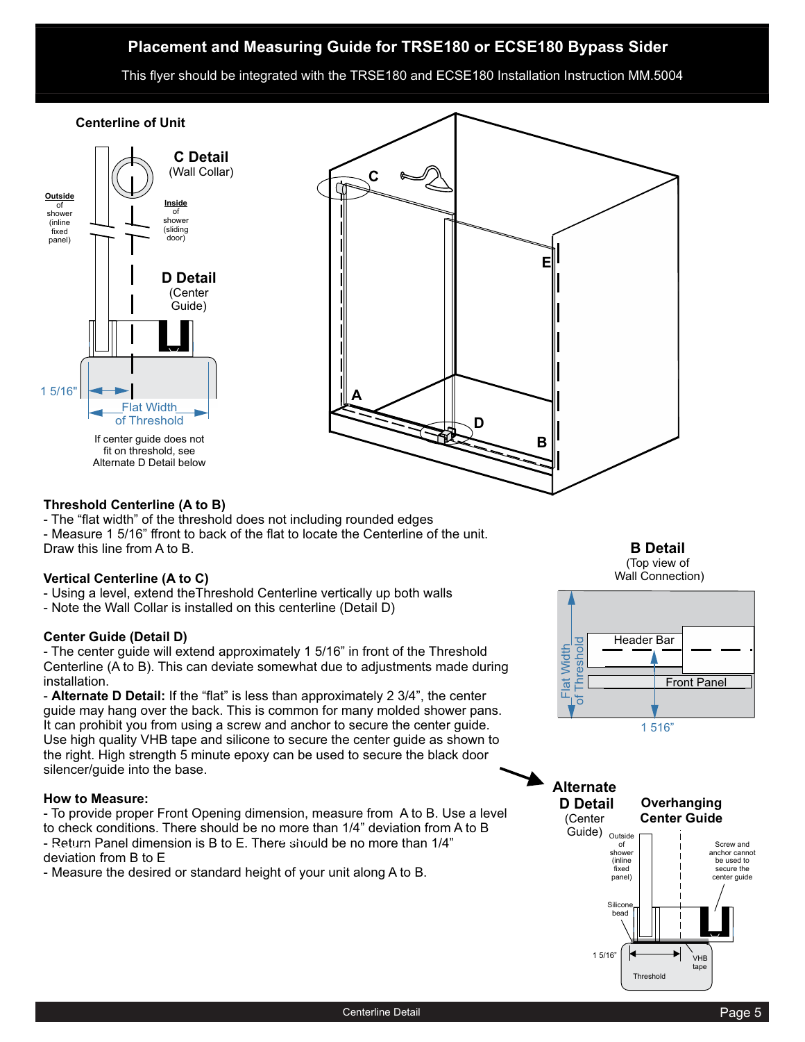# Placement and Measuring Guide for TRSE180 or ECSE180 Bypass Sider

This flyer should be integrated with the TRSE180 and ECSE180 Installation Instruction MM.5004

**Centerline of Unit**

**C Detail** (Wall Collar)

**Outside** of shower (inline fixed panel)

**Inside** of shower (sliding door)

**D Detail** (Center Guide)

1 5/16"

Flat Width of Threshold

If center guide does not fit on threshold, see Alternate D Detail below

C

E

A

D

B

### Threshold Centerline (A to B)

- The "flat width" of the threshold does not including rounded edges
- Measure 1 5/16" ffront to back of the flat to locate the Centerline of the unit. Draw this line from A to B.

### Vertical Centerline (A to C)

- Using a level, extend theThreshold Centerline vertically up both walls
- Note the Wall Collar is installed on this centerline (Detail D)

### Center Guide (Detail D)

- The center guide will extend approximately 1 5/16" in front of the Threshold Centerline (A to B). This can deviate somewhat due to adjustments made during installation.
- **Alternate D Detail:** If the "flat" is less than approximately 2 3/4", the center guide may hang over the back. This is common for many molded shower pans. It can prohibit you from using a screw and anchor to secure the center guide. Use high quality VHB tape and silicone to secure the center guide as shown to the right. High strength 5 minute epoxy can be used to secure the black door silencer/guide into the base.

### How to Measure:

- To provide proper Front Opening dimension, measure from A to B. Use a level to check conditions. There should be no more than 1/4" deviation from A to B
- Return Panel dimension is B to E. There should be no more than 1/4" deviation from B to E
- Measure the desired or standard height of your unit along A to B.

**B Detail** (Top view of Wall Connection)

Flat Width of Threshold

Header Bar

Front Panel

1 516"

**Alternate D Detail** (Center Guide)

**Overhanging Center Guide**

Outside of shower (inline fixed panel)

Screw and anchor cannot be used to secure the center guide

Silicone bead

1 5/16"

VHB tape

Threshold

Centerline Detail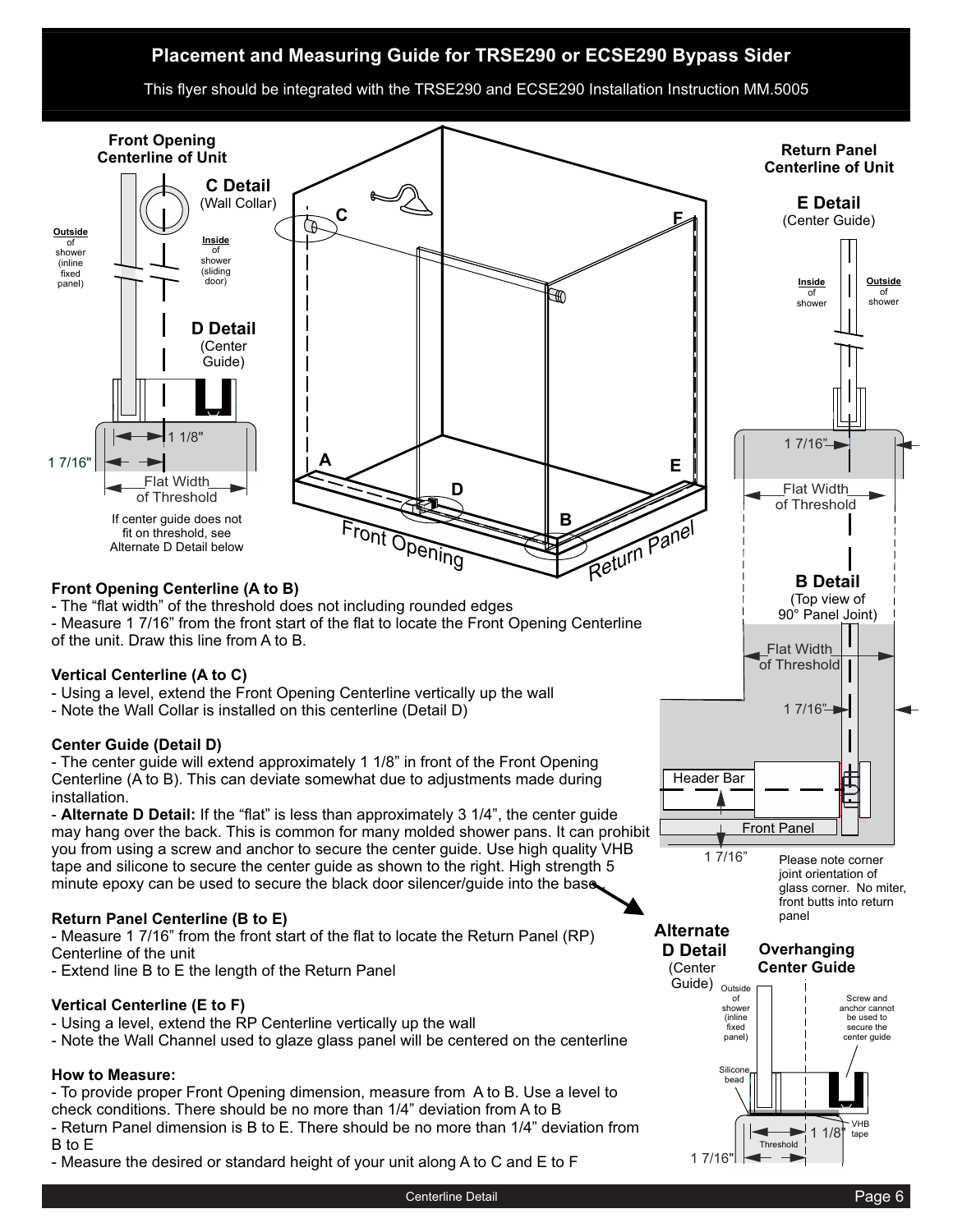# Placement and Measuring Guide for TRSE290 or ECSE290 Bypass Sider

This flyer should be integrated with the TRSE290 and ECSE290 Installation Instruction MM.5005

Front Opening Centerline of Unit

**C Detail** (Wall Collar)

Outside of shower (inline fixed panel)

Inside of shower (sliding door)

**D Detail** (Center Guide)

1 1/8"

1 7/16"

Flat Width of Threshold

If center guide does not fit on threshold, see Alternate D Detail below

Return Panel Centerline of Unit

**E Detail** (Center Guide)

Inside of shower

Outside of shower

1 7/16"

Flat Width of Threshold

**B Detail** (Top view of 90° Panel Joint)

Flat Width of Threshold

1 7/16"

Header Bar

Front Panel

1 7/16"

Please note corner joint orientation of glass corner. No miter, front butts into return panel

C F A E D B Front Opening Return Panel

### Front Opening Centerline (A to B)

- The "flat width" of the threshold does not including rounded edges
- Measure 1 7/16" from the front start of the flat to locate the Front Opening Centerline of the unit. Draw this line from A to B.

### Vertical Centerline (A to C)

- Using a level, extend the Front Opening Centerline vertically up the wall
- Note the Wall Collar is installed on this centerline (Detail D)

### Center Guide (Detail D)

- The center guide will extend approximately 1 1/8" in front of the Front Opening Centerline (A to B). This can deviate somewhat due to adjustments made during installation.
- **Alternate D Detail:** If the "flat" is less than approximately 3 1/4", the center guide may hang over the back. This is common for many molded shower pans. It can prohibit you from using a screw and anchor to secure the center guide. Use high quality VHB tape and silicone to secure the center guide as shown to the right. High strength 5 minute epoxy can be used to secure the black door silencer/guide into the base.

### Return Panel Centerline (B to E)

- Measure 1 7/16" from the front start of the flat to locate the Return Panel (RP) Centerline of the unit
- Extend line B to E the length of the Return Panel

### Vertical Centerline (E to F)

- Using a level, extend the RP Centerline vertically up the wall
- Note the Wall Channel used to glaze glass panel will be centered on the centerline

### How to Measure:

- To provide proper Front Opening dimension, measure from A to B. Use a level to check conditions. There should be no more than 1/4" deviation from A to B
- Return Panel dimension is B to E. There should be no more than 1/4" deviation from B to E
- Measure the desired or standard height of your unit along A to C and E to F

**Alternate D Detail** (Center Guide)

**Overhanging Center Guide**

Outside of shower (inline fixed panel)

Screw and anchor cannot be used to secure the center guide

Silicone bead

VHB tape

1 1/8"

Threshold

1 7/16"

Centerline Detail